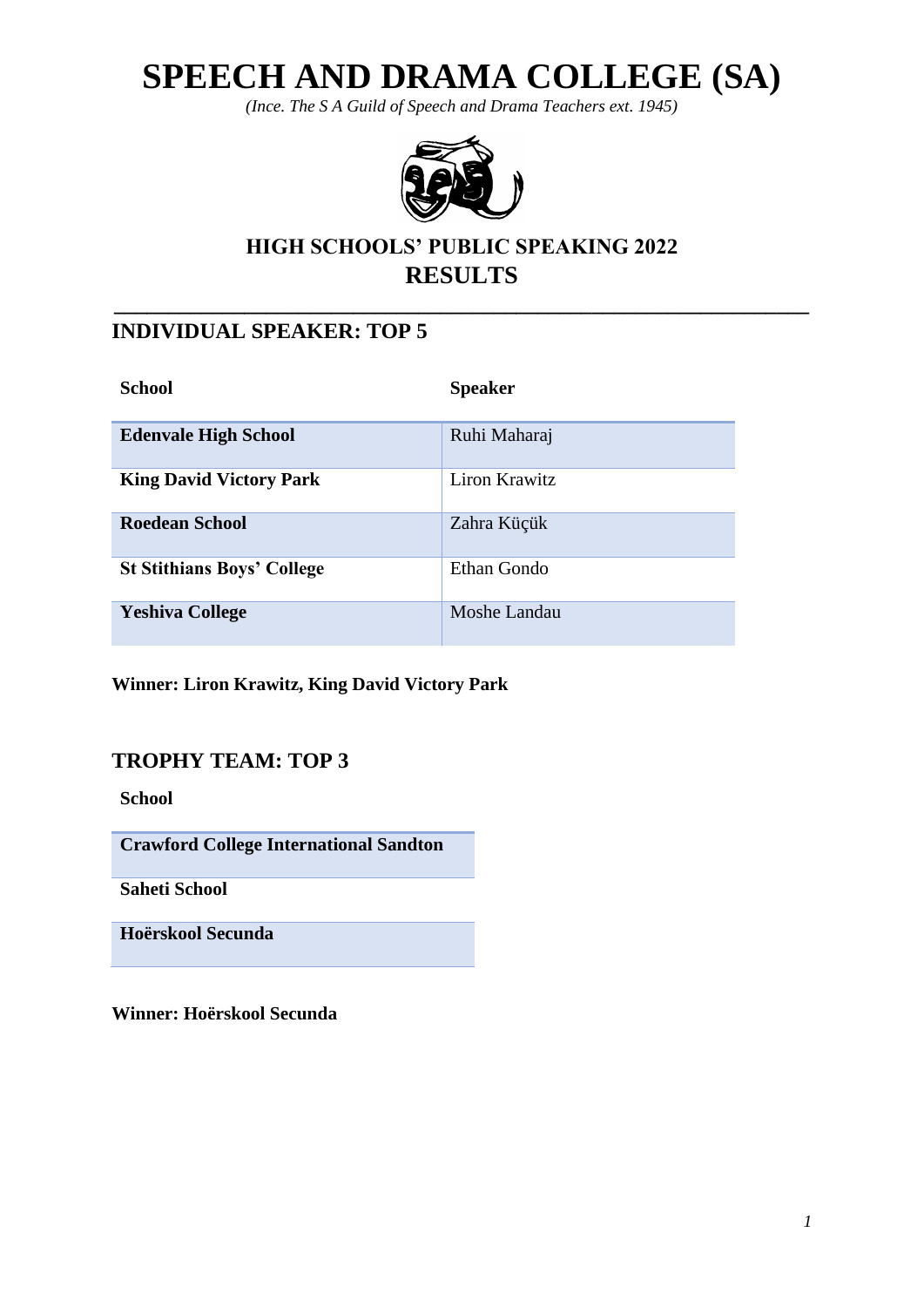# SPEECH AND DRAMA COLLEGE (SA)

*(Ince. The S A Guild of Speech and Drama Teachers ext. 1945)*

## HIGH SCHOOLS' PUBLIC SPEAKING 2022
## RESULTS

---

## INDIVIDUAL SPEAKER: TOP 5

| School | Speaker |
|---|---|
| **Edenvale High School** | Ruhi Maharaj |
| **King David Victory Park** | Liron Krawitz |
| **Roedean School** | Zahra Küçük |
| **St Stithians Boys' College** | Ethan Gondo |
| **Yeshiva College** | Moshe Landau |

**Winner: Liron Krawitz, King David Victory Park**

## TROPHY TEAM: TOP 3

| School |
|---|
| **Crawford College International Sandton** |
| **Saheti School** |
| **Hoërskool Secunda** |

**Winner: Hoërskool Secunda**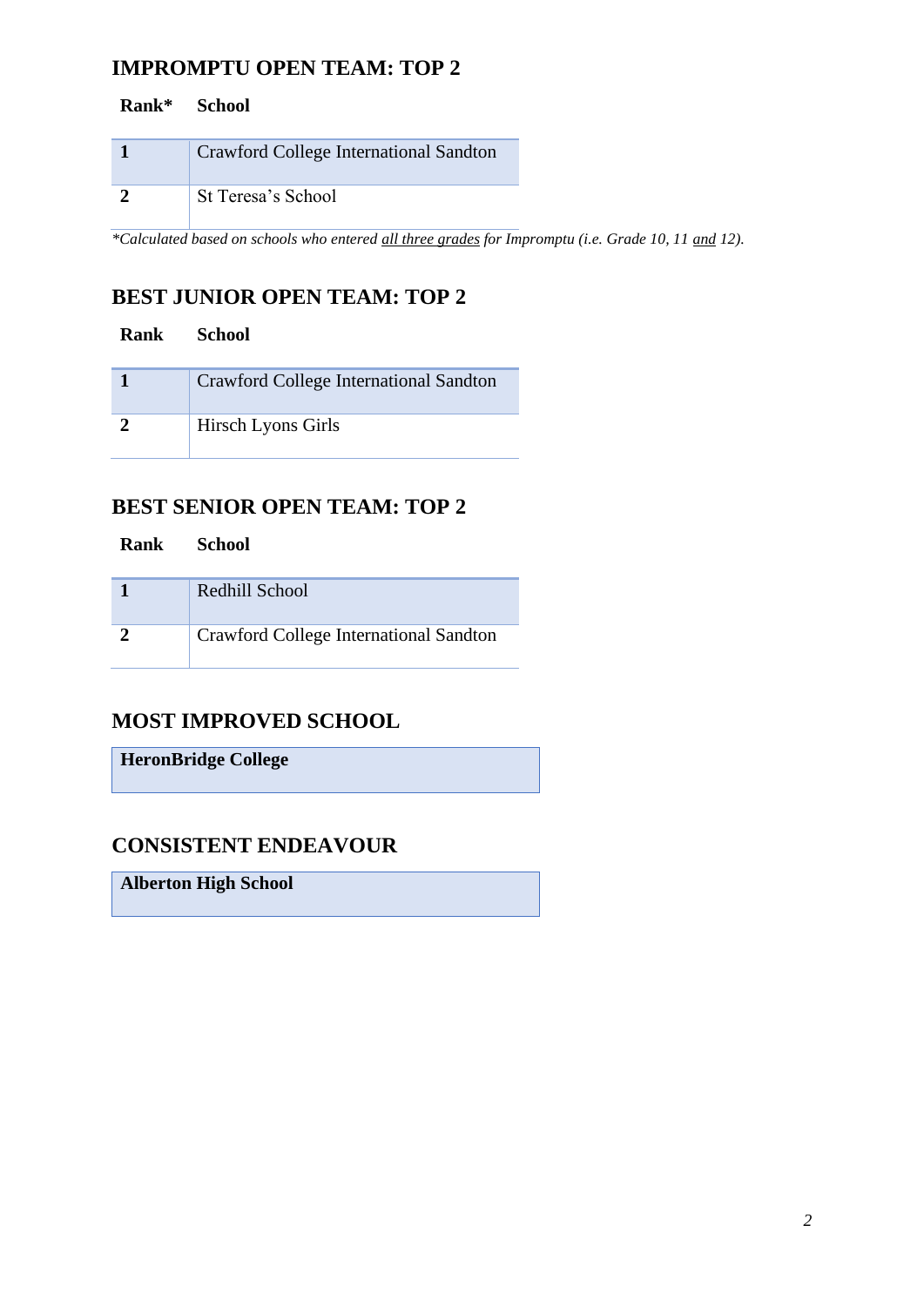## IMPROMPTU OPEN TEAM: TOP 2

| Rank* | School |
|---|---|
| **1** | Crawford College International Sandton |
| **2** | St Teresa's School |

*\*Calculated based on schools who entered <u>all three grades</u> for Impromptu (i.e. Grade 10, 11 <u>and</u> 12).*

## BEST JUNIOR OPEN TEAM: TOP 2

| Rank | School |
|---|---|
| **1** | Crawford College International Sandton |
| **2** | Hirsch Lyons Girls |

## BEST SENIOR OPEN TEAM: TOP 2

| Rank | School |
|---|---|
| **1** | Redhill School |
| **2** | Crawford College International Sandton |

## MOST IMPROVED SCHOOL

**HeronBridge College**

## CONSISTENT ENDEAVOUR

**Alberton High School**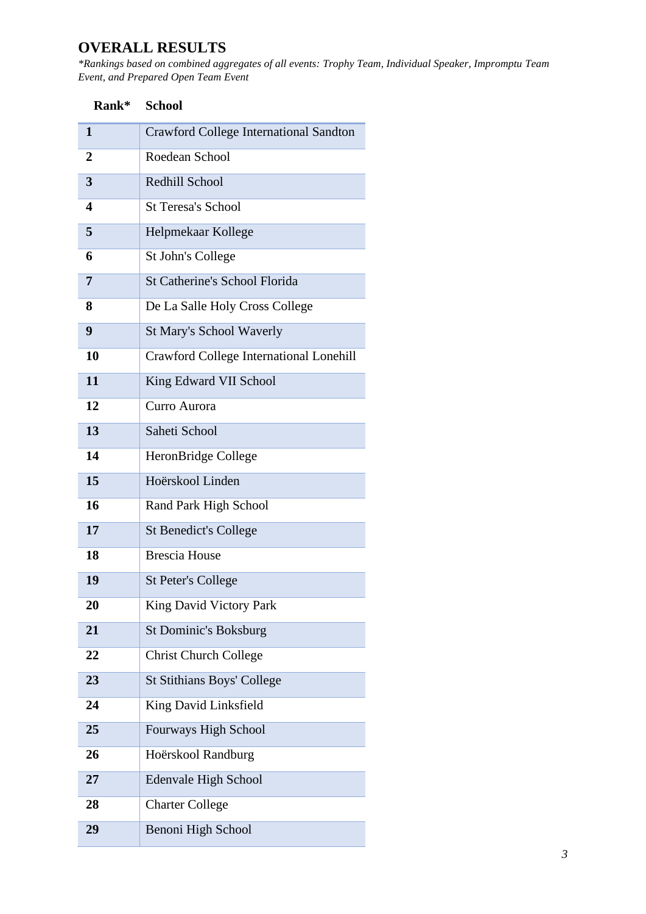# OVERALL RESULTS

*\*Rankings based on combined aggregates of all events: Trophy Team, Individual Speaker, Impromptu Team Event, and Prepared Open Team Event*

| Rank* | School |
|---|---|
| **1** | Crawford College International Sandton |
| **2** | Roedean School |
| **3** | Redhill School |
| **4** | St Teresa's School |
| **5** | Helpmekaar Kollege |
| **6** | St John's College |
| **7** | St Catherine's School Florida |
| **8** | De La Salle Holy Cross College |
| **9** | St Mary's School Waverly |
| **10** | Crawford College International Lonehill |
| **11** | King Edward VII School |
| **12** | Curro Aurora |
| **13** | Saheti School |
| **14** | HeronBridge College |
| **15** | Hoërskool Linden |
| **16** | Rand Park High School |
| **17** | St Benedict's College |
| **18** | Brescia House |
| **19** | St Peter's College |
| **20** | King David Victory Park |
| **21** | St Dominic's Boksburg |
| **22** | Christ Church College |
| **23** | St Stithians Boys' College |
| **24** | King David Linksfield |
| **25** | Fourways High School |
| **26** | Hoërskool Randburg |
| **27** | Edenvale High School |
| **28** | Charter College |
| **29** | Benoni High School |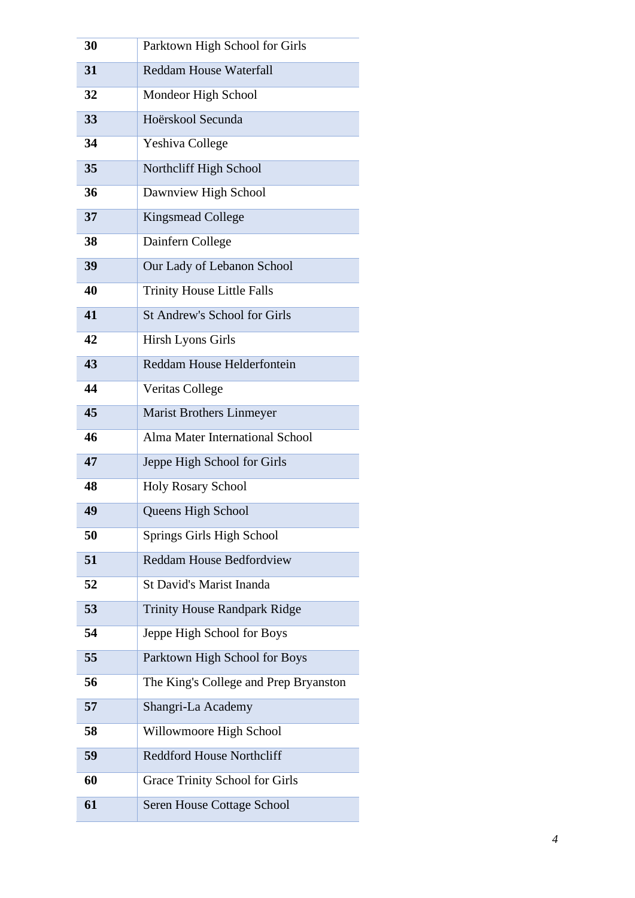| | |
|---|---|
| **30** | Parktown High School for Girls |
| **31** | Reddam House Waterfall |
| **32** | Mondeor High School |
| **33** | Hoërskool Secunda |
| **34** | Yeshiva College |
| **35** | Northcliff High School |
| **36** | Dawnview High School |
| **37** | Kingsmead College |
| **38** | Dainfern College |
| **39** | Our Lady of Lebanon School |
| **40** | Trinity House Little Falls |
| **41** | St Andrew's School for Girls |
| **42** | Hirsh Lyons Girls |
| **43** | Reddam House Helderfontein |
| **44** | Veritas College |
| **45** | Marist Brothers Linmeyer |
| **46** | Alma Mater International School |
| **47** | Jeppe High School for Girls |
| **48** | Holy Rosary School |
| **49** | Queens High School |
| **50** | Springs Girls High School |
| **51** | Reddam House Bedfordview |
| **52** | St David's Marist Inanda |
| **53** | Trinity House Randpark Ridge |
| **54** | Jeppe High School for Boys |
| **55** | Parktown High School for Boys |
| **56** | The King's College and Prep Bryanston |
| **57** | Shangri-La Academy |
| **58** | Willowmoore High School |
| **59** | Reddford House Northcliff |
| **60** | Grace Trinity School for Girls |
| **61** | Seren House Cottage School |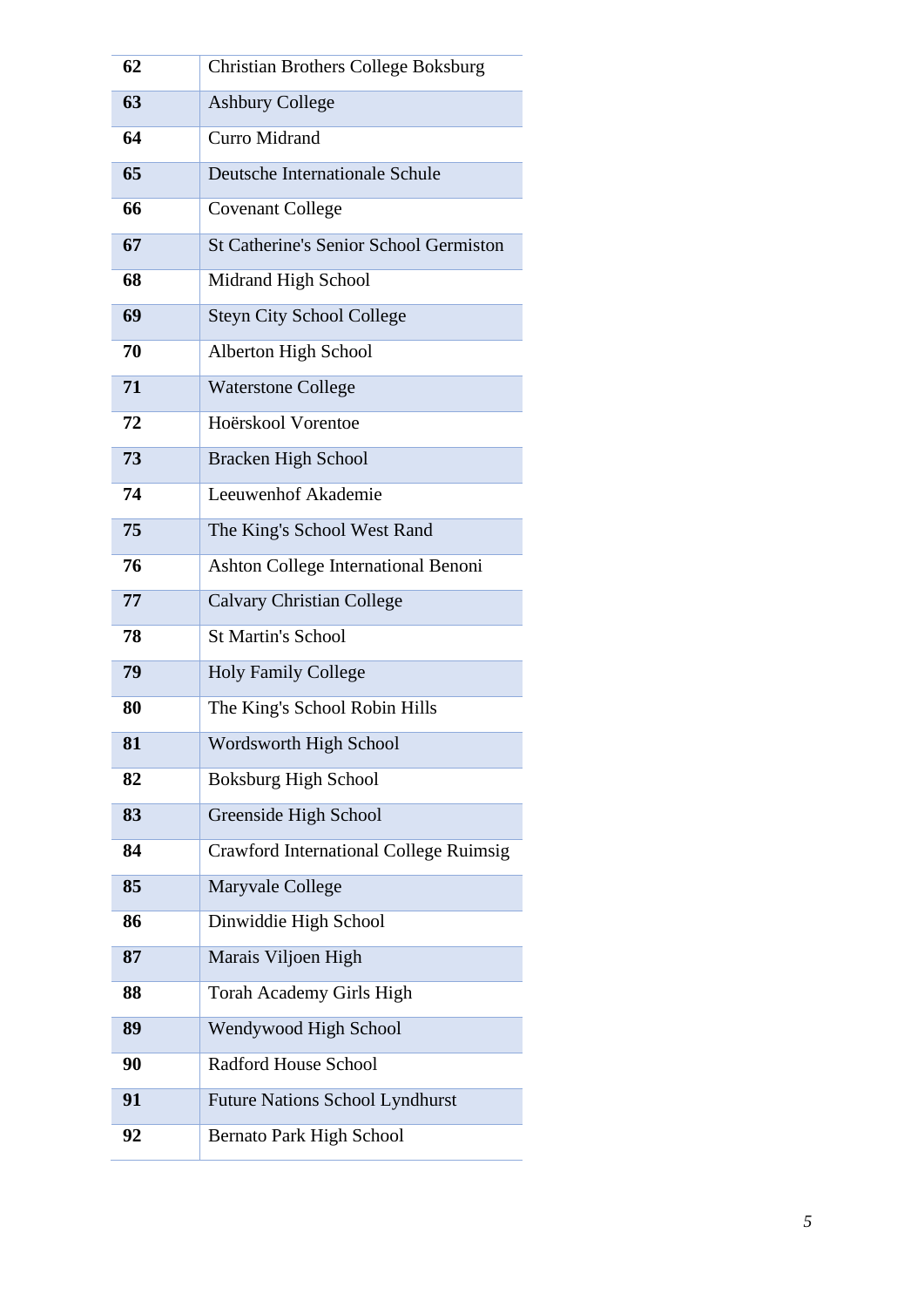| | |
|---|---|
| **62** | Christian Brothers College Boksburg |
| **63** | Ashbury College |
| **64** | Curro Midrand |
| **65** | Deutsche Internationale Schule |
| **66** | Covenant College |
| **67** | St Catherine's Senior School Germiston |
| **68** | Midrand High School |
| **69** | Steyn City School College |
| **70** | Alberton High School |
| **71** | Waterstone College |
| **72** | Hoërskool Vorentoe |
| **73** | Bracken High School |
| **74** | Leeuwenhof Akademie |
| **75** | The King's School West Rand |
| **76** | Ashton College International Benoni |
| **77** | Calvary Christian College |
| **78** | St Martin's School |
| **79** | Holy Family College |
| **80** | The King's School Robin Hills |
| **81** | Wordsworth High School |
| **82** | Boksburg High School |
| **83** | Greenside High School |
| **84** | Crawford International College Ruimsig |
| **85** | Maryvale College |
| **86** | Dinwiddie High School |
| **87** | Marais Viljoen High |
| **88** | Torah Academy Girls High |
| **89** | Wendywood High School |
| **90** | Radford House School |
| **91** | Future Nations School Lyndhurst |
| **92** | Bernato Park High School |